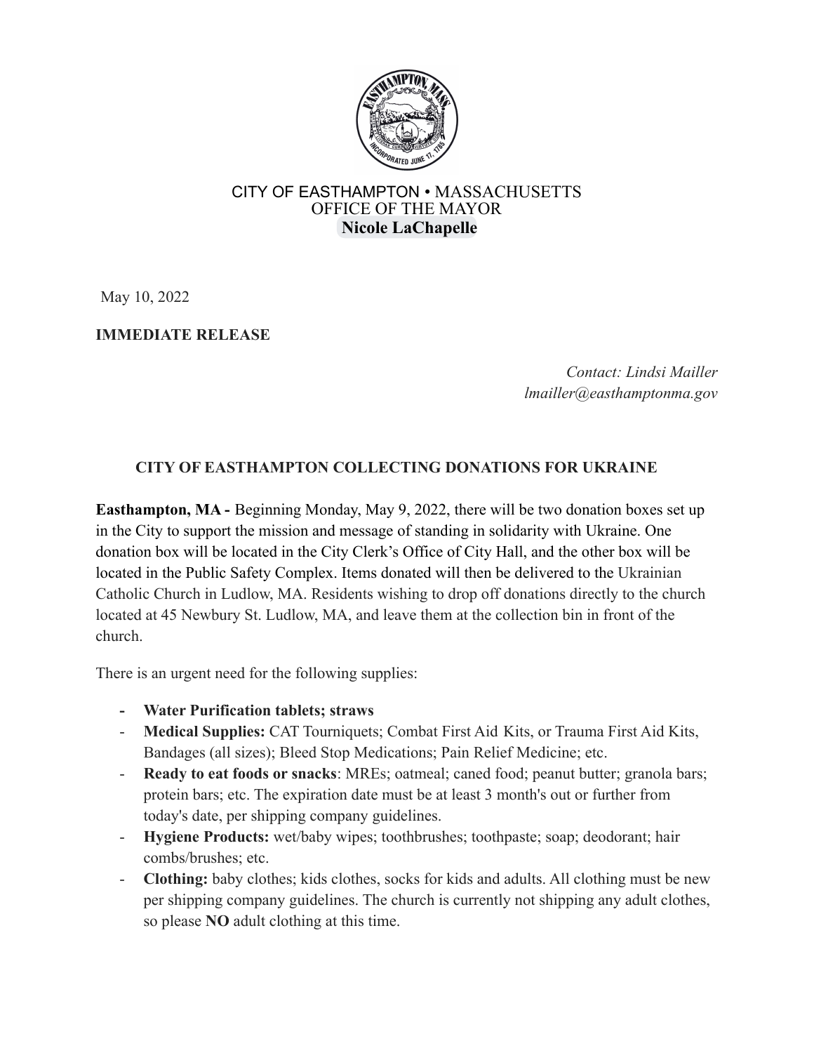CITY OF EASTHAMPTON • MASSACHUSETTS
OFFICE OF THE MAYOR
**Nicole LaChapelle**

May 10, 2022

**IMMEDIATE RELEASE**

*Contact: Lindsi Mailler*
*lmailler@easthamptonma.gov*

## CITY OF EASTHAMPTON COLLECTING DONATIONS FOR UKRAINE

**Easthampton, MA -** Beginning Monday, May 9, 2022, there will be two donation boxes set up in the City to support the mission and message of standing in solidarity with Ukraine. One donation box will be located in the City Clerk's Office of City Hall, and the other box will be located in the Public Safety Complex. Items donated will then be delivered to the Ukrainian Catholic Church in Ludlow, MA. Residents wishing to drop off donations directly to the church located at 45 Newbury St. Ludlow, MA, and leave them at the collection bin in front of the church.

There is an urgent need for the following supplies:

- **Water Purification tablets; straws**
- **Medical Supplies:** CAT Tourniquets; Combat First Aid Kits, or Trauma First Aid Kits, Bandages (all sizes); Bleed Stop Medications; Pain Relief Medicine; etc.
- **Ready to eat foods or snacks**: MREs; oatmeal; caned food; peanut butter; granola bars; protein bars; etc. The expiration date must be at least 3 month's out or further from today's date, per shipping company guidelines.
- **Hygiene Products:** wet/baby wipes; toothbrushes; toothpaste; soap; deodorant; hair combs/brushes; etc.
- **Clothing:** baby clothes; kids clothes, socks for kids and adults. All clothing must be new per shipping company guidelines. The church is currently not shipping any adult clothes, so please **NO** adult clothing at this time.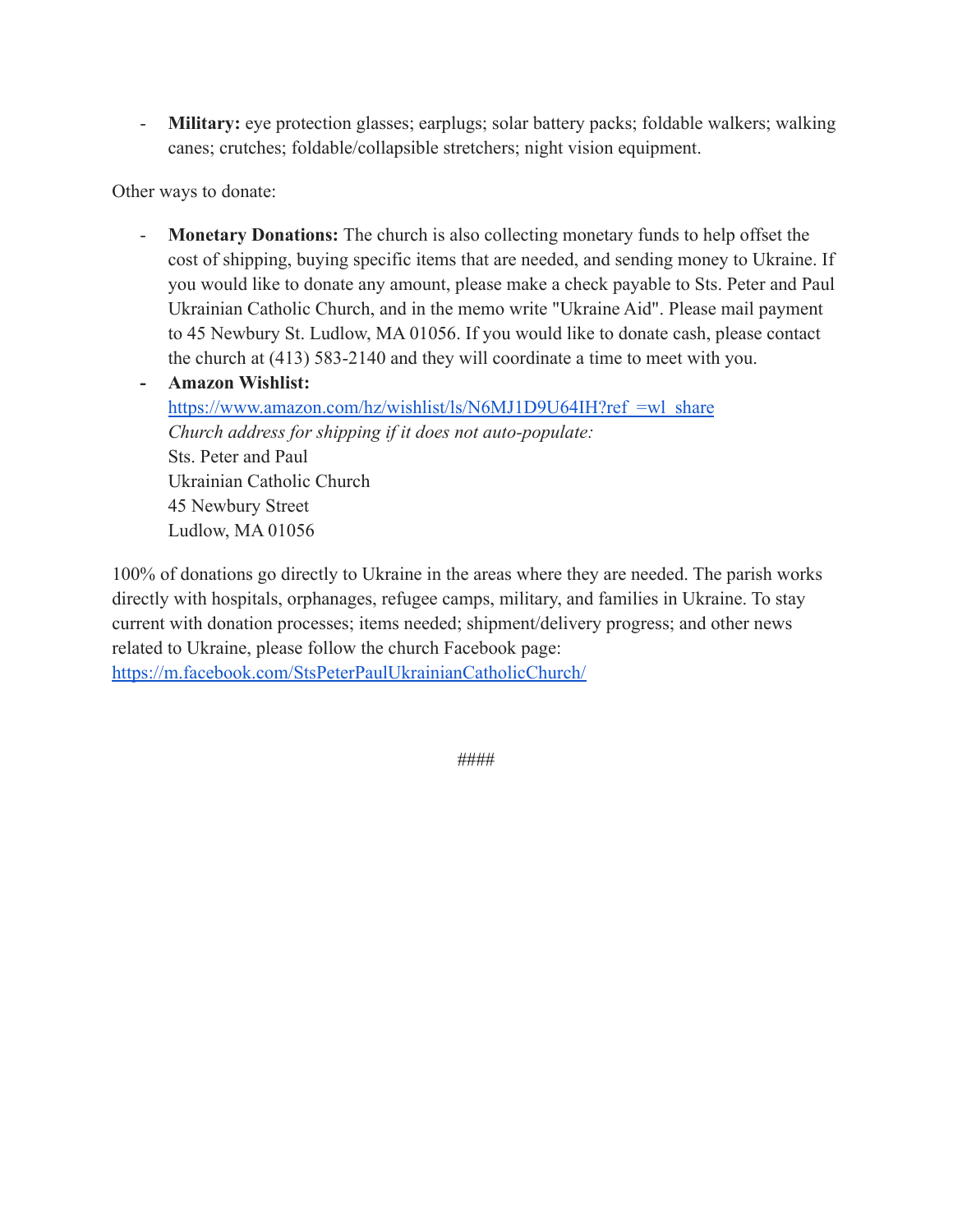- **Military:** eye protection glasses; earplugs; solar battery packs; foldable walkers; walking canes; crutches; foldable/collapsible stretchers; night vision equipment.

Other ways to donate:

- **Monetary Donations:** The church is also collecting monetary funds to help offset the cost of shipping, buying specific items that are needed, and sending money to Ukraine. If you would like to donate any amount, please make a check payable to Sts. Peter and Paul Ukrainian Catholic Church, and in the memo write "Ukraine Aid". Please mail payment to 45 Newbury St. Ludlow, MA 01056. If you would like to donate cash, please contact the church at (413) 583-2140 and they will coordinate a time to meet with you.
- **Amazon Wishlist:**
  https://www.amazon.com/hz/wishlist/ls/N6MJ1D9U64IH?ref_=wl_share
  *Church address for shipping if it does not auto-populate:*
  Sts. Peter and Paul
  Ukrainian Catholic Church
  45 Newbury Street
  Ludlow, MA 01056

100% of donations go directly to Ukraine in the areas where they are needed. The parish works directly with hospitals, orphanages, refugee camps, military, and families in Ukraine. To stay current with donation processes; items needed; shipment/delivery progress; and other news related to Ukraine, please follow the church Facebook page:
https://m.facebook.com/StsPeterPaulUkrainianCatholicChurch/

####